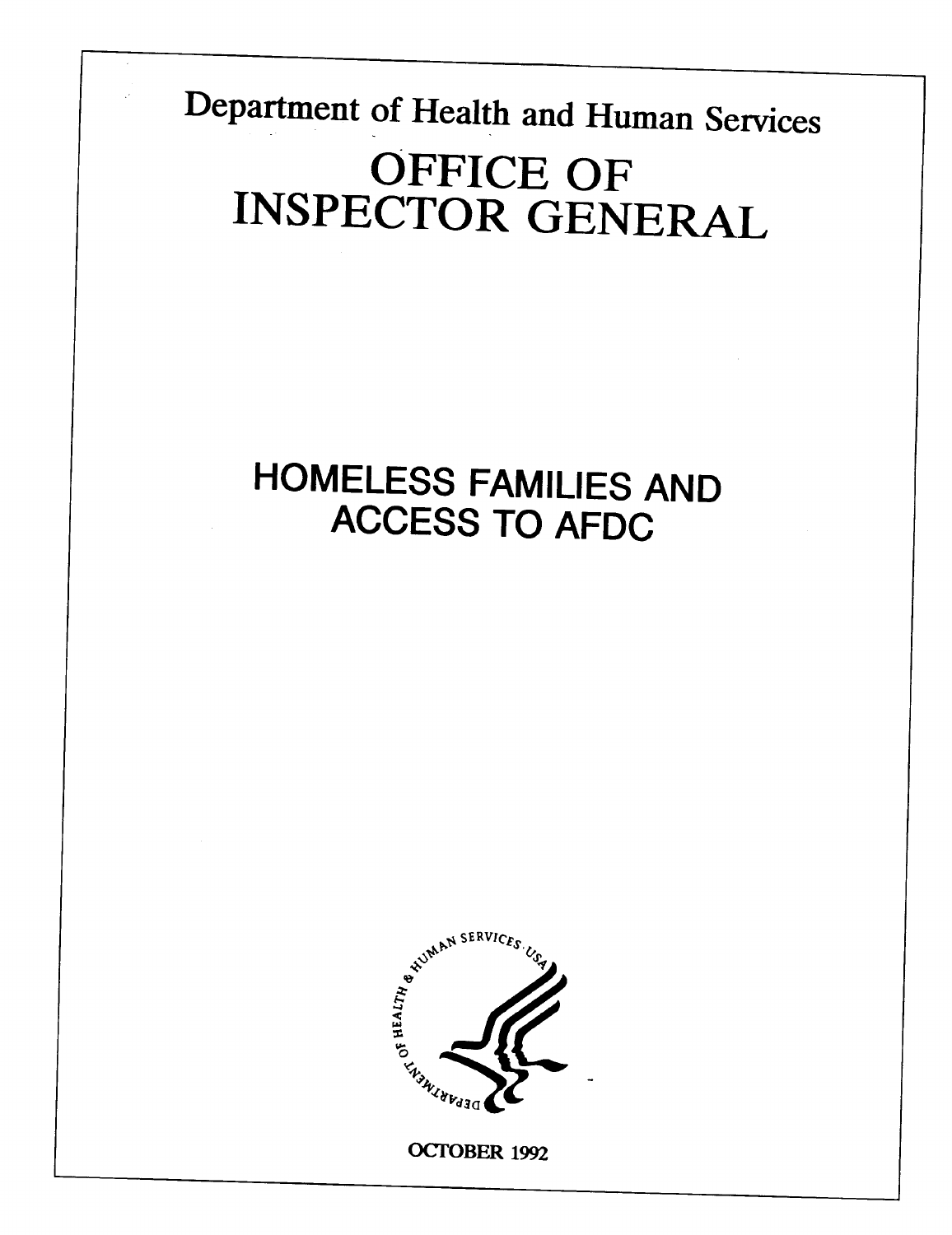Department of Health and Human Services

# OFFICE OF INSPECTOR GENERAL

## HOMELESS FAMILIES AND ACCESS TO AFDC

OCTOBER 1992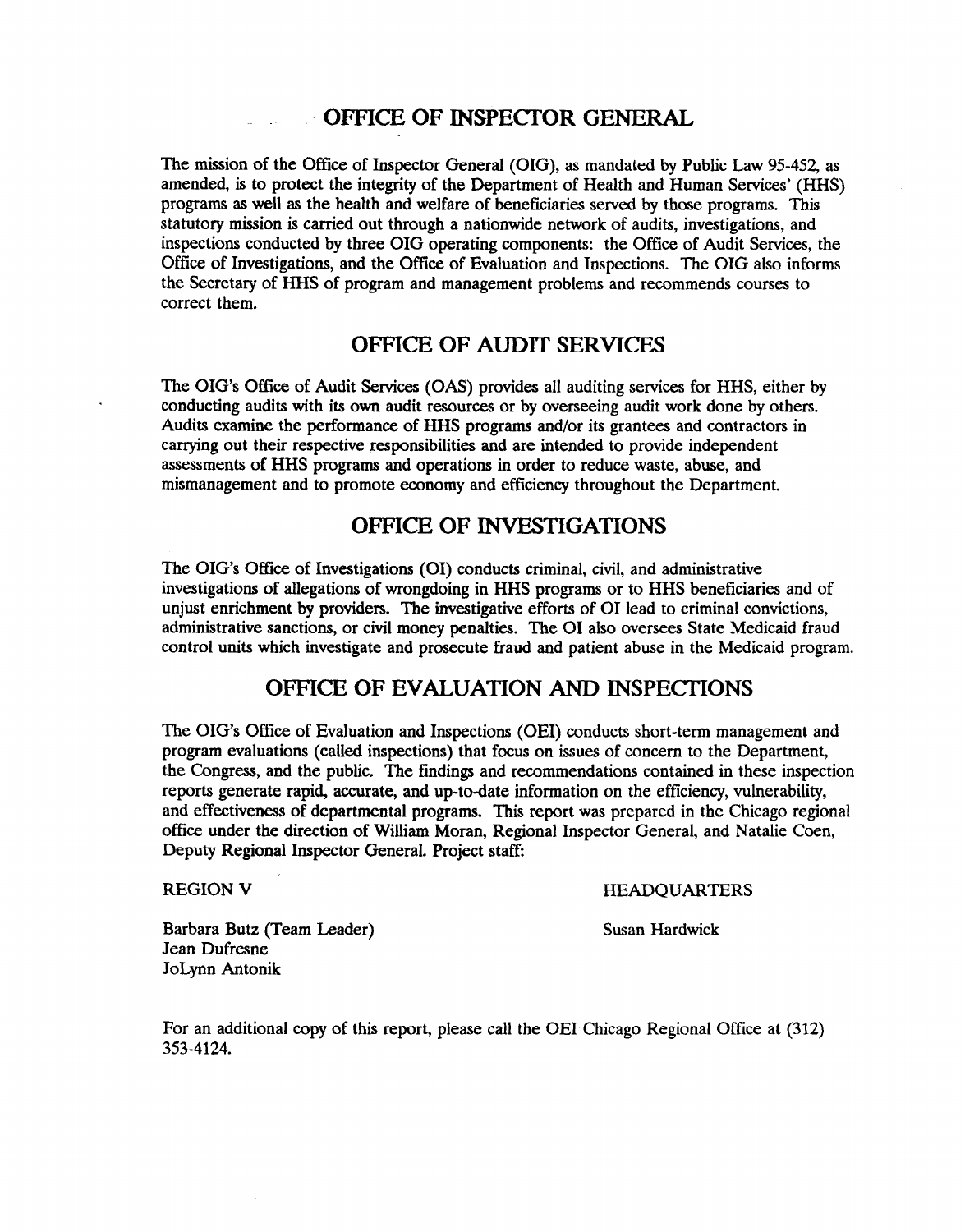# OFFICE OF INSPECTOR GENERAL

The mission of the Office of Inspector General (OIG), as mandated by Public Law 95-452, as amended, is to protect the integrity of the Department of Health and Human Services' (HHS) programs as well as the health and welfare of beneficiaries served by those programs. This statutory mission is carried out through a nationwide network of audits, investigations, and inspections conducted by three OIG operating components: the Office of Audit Services, the Office of Investigations, and the Office of Evaluation and Inspections. The OIG also informs the Secretary of HHS of program and management problems and recommends courses to correct them.

## OFFICE OF AUDIT SERVICES

The OIG's Office of Audit Services (OAS) provides all auditing services for HHS, either by conducting audits with its own audit resources or by overseeing audit work done by others. Audits examine the performance of HHS programs and/or its grantees and contractors in carrying out their respective responsibilities and are intended to provide independent assessments of HHS programs and operations in order to reduce waste, abuse, and mismanagement and to promote economy and efficiency throughout the Department.

## OFFICE OF INVESTIGATIONS

The OIG's Office of Investigations (OI) conducts criminal, civil, and administrative investigations of allegations of wrongdoing in HHS programs or to HHS beneficiaries and of unjust enrichment by providers. The investigative efforts of OI lead to criminal convictions, administrative sanctions, or civil money penalties. The OI also oversees State Medicaid fraud control units which investigate and prosecute fraud and patient abuse in the Medicaid program.

## OFFICE OF EVALUATION AND INSPECTIONS

The OIG's Office of Evaluation and Inspections (OEI) conducts short-term management and program evaluations (called inspections) that focus on issues of concern to the Department, the Congress, and the public. The findings and recommendations contained in these inspection reports generate rapid, accurate, and up-to-date information on the efficiency, vulnerability, and effectiveness of departmental programs. This report was prepared in the Chicago regional office under the direction of William Moran, Regional Inspector General, and Natalie Coen, Deputy Regional Inspector General. Project staff:

| REGION V | HEADQUARTERS |
|---|---|
| Barbara Butz (Team Leader) | Susan Hardwick |
| Jean Dufresne | |
| JoLynn Antonik | |

For an additional copy of this report, please call the OEI Chicago Regional Office at (312) 353-4124.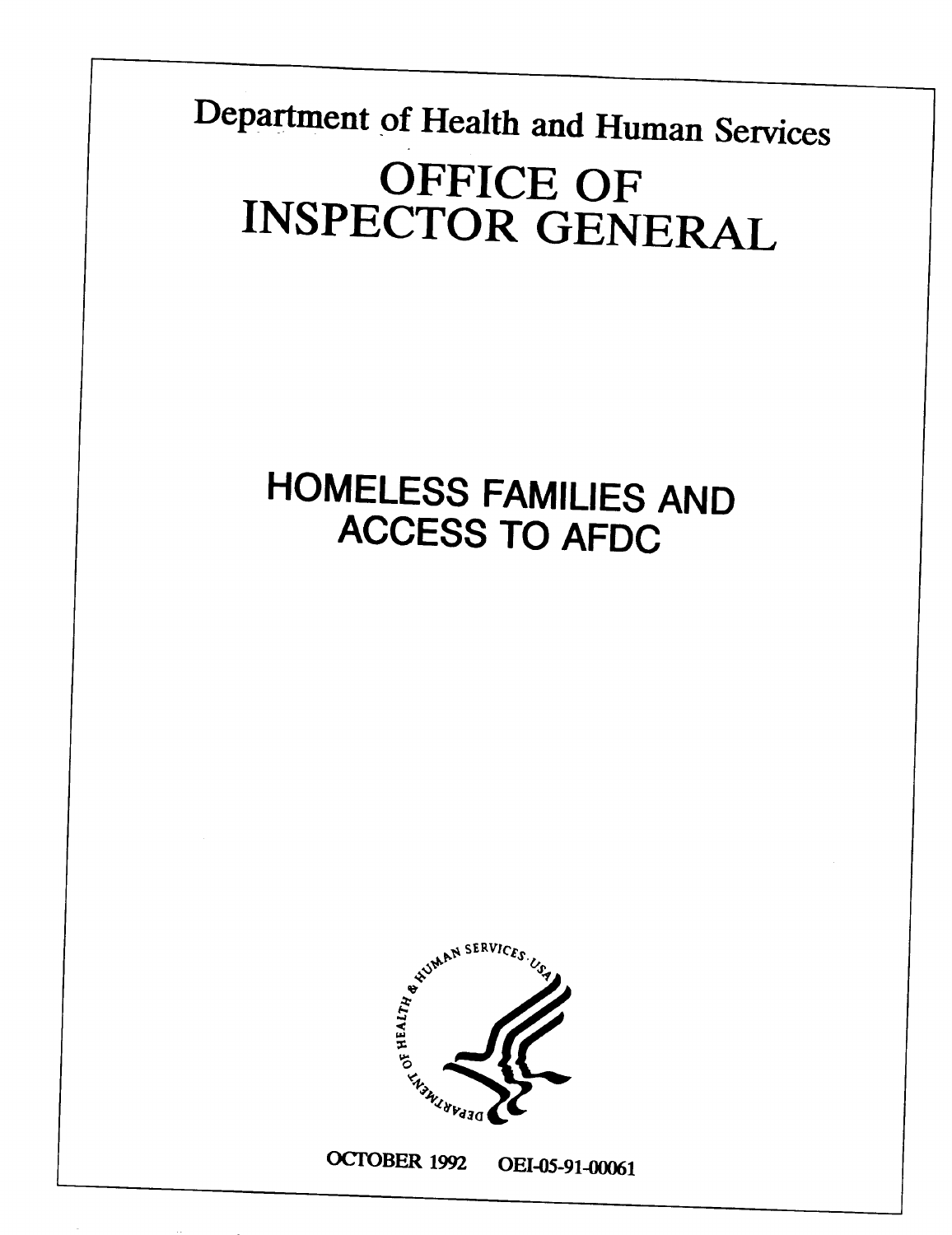Department of Health and Human Services

# OFFICE OF INSPECTOR GENERAL

## HOMELESS FAMILIES AND ACCESS TO AFDC

OCTOBER 1992 OEI-05-91-00061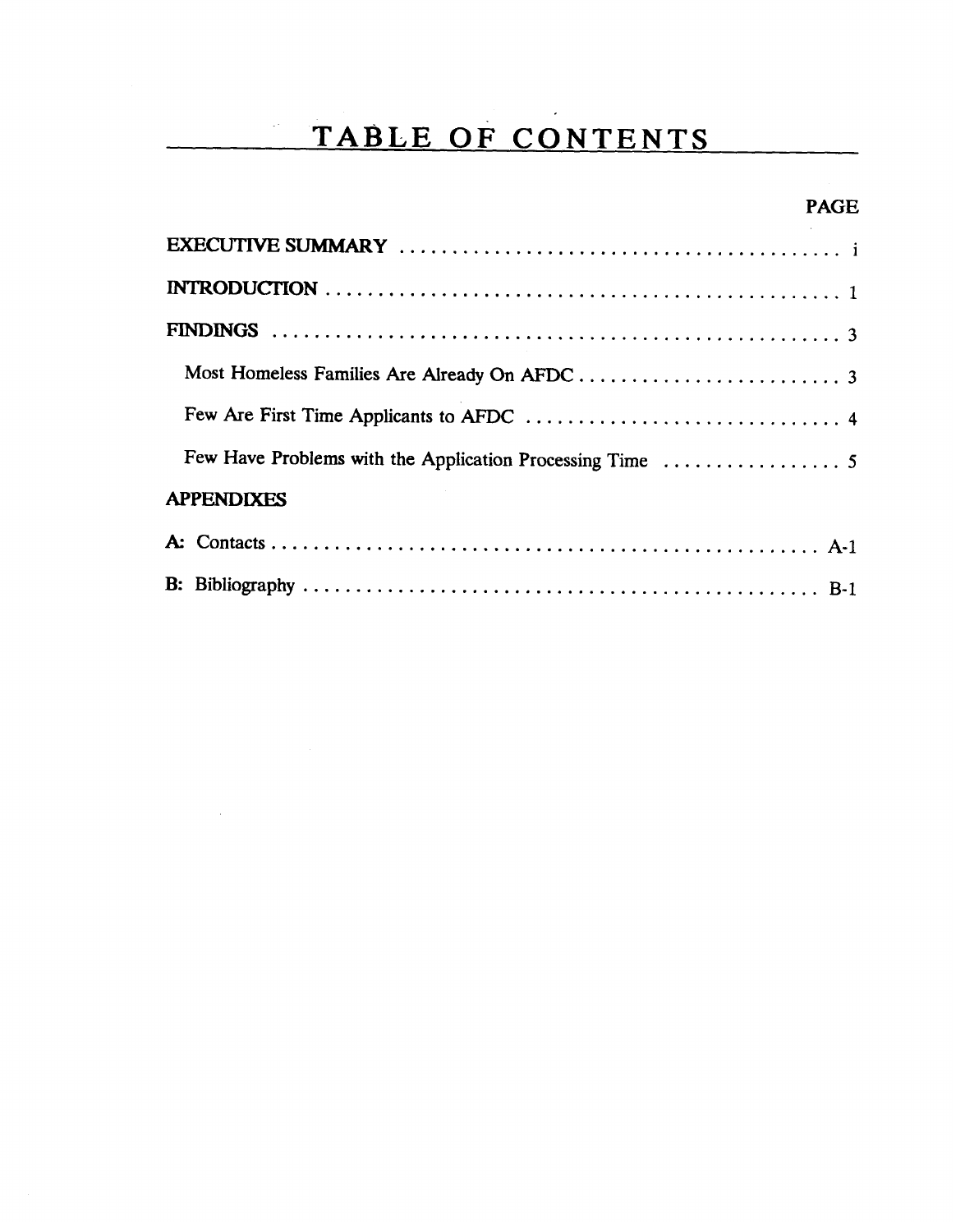# TABLE OF CONTENTS

| | PAGE |
|---|---|
| **EXECUTIVE SUMMARY** | i |
| **INTRODUCTION** | 1 |
| **FINDINGS** | 3 |
| Most Homeless Families Are Already On AFDC | 3 |
| Few Are First Time Applicants to AFDC | 4 |
| Few Have Problems with the Application Processing Time | 5 |
| **APPENDIXES** | |
| **A:** Contacts | A-1 |
| **B:** Bibliography | B-1 |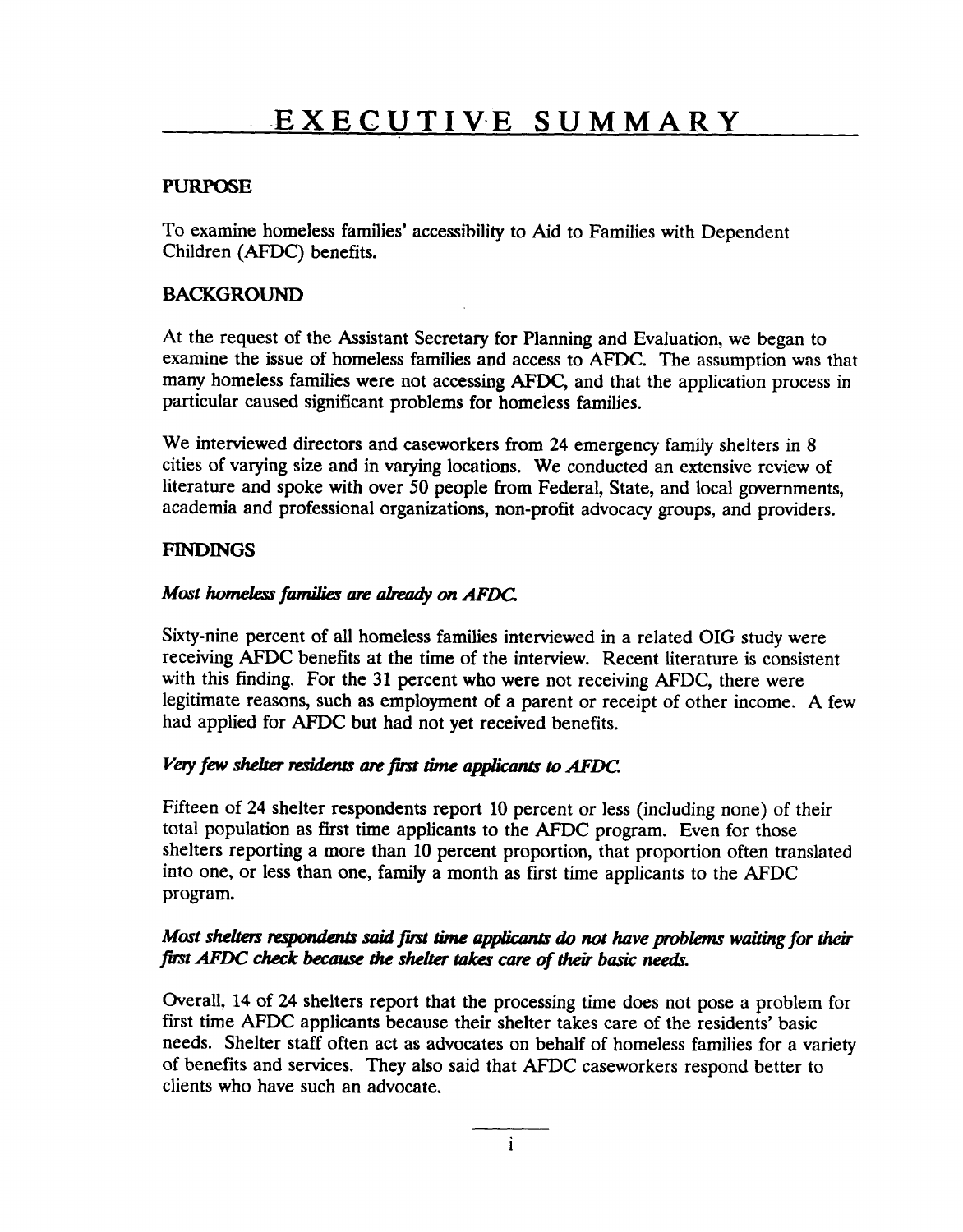# EXECUTIVE SUMMARY

## PURPOSE

To examine homeless families' accessibility to Aid to Families with Dependent Children (AFDC) benefits.

## BACKGROUND

At the request of the Assistant Secretary for Planning and Evaluation, we began to examine the issue of homeless families and access to AFDC. The assumption was that many homeless families were not accessing AFDC, and that the application process in particular caused significant problems for homeless families.

We interviewed directors and caseworkers from 24 emergency family shelters in 8 cities of varying size and in varying locations. We conducted an extensive review of literature and spoke with over 50 people from Federal, State, and local governments, academia and professional organizations, non-profit advocacy groups, and providers.

## FINDINGS

*Most homeless families are already on AFDC.*

Sixty-nine percent of all homeless families interviewed in a related OIG study were receiving AFDC benefits at the time of the interview. Recent literature is consistent with this finding. For the 31 percent who were not receiving AFDC, there were legitimate reasons, such as employment of a parent or receipt of other income. A few had applied for AFDC but had not yet received benefits.

*Very few shelter residents are first time applicants to AFDC.*

Fifteen of 24 shelter respondents report 10 percent or less (including none) of their total population as first time applicants to the AFDC program. Even for those shelters reporting a more than 10 percent proportion, that proportion often translated into one, or less than one, family a month as first time applicants to the AFDC program.

*Most shelters respondents said first time applicants do not have problems waiting for their first AFDC check because the shelter takes care of their basic needs.*

Overall, 14 of 24 shelters report that the processing time does not pose a problem for first time AFDC applicants because their shelter takes care of the residents' basic needs. Shelter staff often act as advocates on behalf of homeless families for a variety of benefits and services. They also said that AFDC caseworkers respond better to clients who have such an advocate.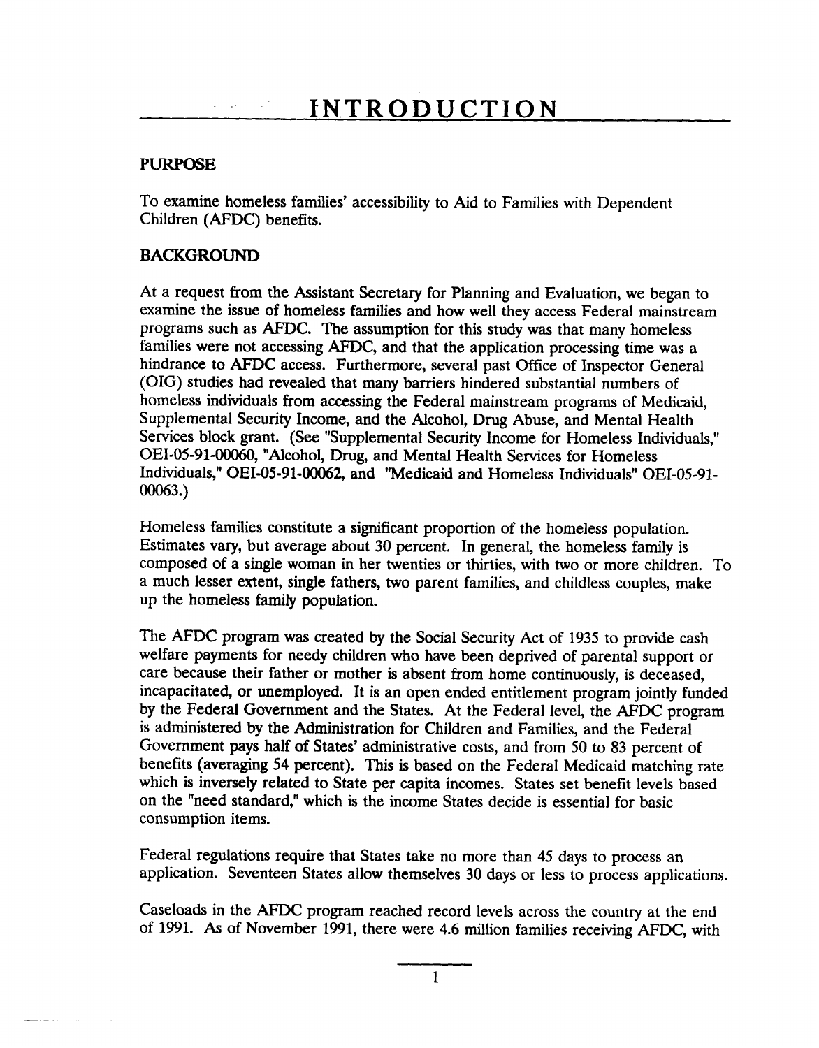# INTRODUCTION

## PURPOSE

To examine homeless families' accessibility to Aid to Families with Dependent Children (AFDC) benefits.

## BACKGROUND

At a request from the Assistant Secretary for Planning and Evaluation, we began to examine the issue of homeless families and how well they access Federal mainstream programs such as AFDC. The assumption for this study was that many homeless families were not accessing AFDC, and that the application processing time was a hindrance to AFDC access. Furthermore, several past Office of Inspector General (OIG) studies had revealed that many barriers hindered substantial numbers of homeless individuals from accessing the Federal mainstream programs of Medicaid, Supplemental Security Income, and the Alcohol, Drug Abuse, and Mental Health Services block grant. (See "Supplemental Security Income for Homeless Individuals," OEI-05-91-00060, "Alcohol, Drug, and Mental Health Services for Homeless Individuals," OEI-05-91-00062, and "Medicaid and Homeless Individuals" OEI-05-91-00063.)

Homeless families constitute a significant proportion of the homeless population. Estimates vary, but average about 30 percent. In general, the homeless family is composed of a single woman in her twenties or thirties, with two or more children. To a much lesser extent, single fathers, two parent families, and childless couples, make up the homeless family population.

The AFDC program was created by the Social Security Act of 1935 to provide cash welfare payments for needy children who have been deprived of parental support or care because their father or mother is absent from home continuously, is deceased, incapacitated, or unemployed. It is an open ended entitlement program jointly funded by the Federal Government and the States. At the Federal level, the AFDC program is administered by the Administration for Children and Families, and the Federal Government pays half of States' administrative costs, and from 50 to 83 percent of benefits (averaging 54 percent). This is based on the Federal Medicaid matching rate which is inversely related to State per capita incomes. States set benefit levels based on the "need standard," which is the income States decide is essential for basic consumption items.

Federal regulations require that States take no more than 45 days to process an application. Seventeen States allow themselves 30 days or less to process applications.

Caseloads in the AFDC program reached record levels across the country at the end of 1991. As of November 1991, there were 4.6 million families receiving AFDC, with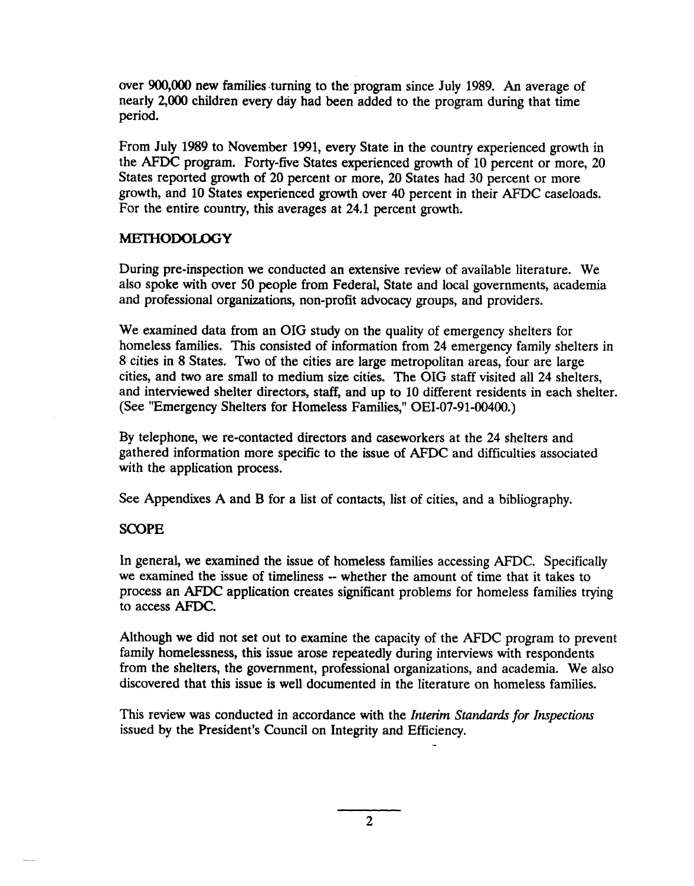over 900,000 new families turning to the program since July 1989. An average of nearly 2,000 children every day had been added to the program during that time period.

From July 1989 to November 1991, every State in the country experienced growth in the AFDC program. Forty-five States experienced growth of 10 percent or more, 20 States reported growth of 20 percent or more, 20 States had 30 percent or more growth, and 10 States experienced growth over 40 percent in their AFDC caseloads. For the entire country, this averages at 24.1 percent growth.

## METHODOLOGY

During pre-inspection we conducted an extensive review of available literature. We also spoke with over 50 people from Federal, State and local governments, academia and professional organizations, non-profit advocacy groups, and providers.

We examined data from an OIG study on the quality of emergency shelters for homeless families. This consisted of information from 24 emergency family shelters in 8 cities in 8 States. Two of the cities are large metropolitan areas, four are large cities, and two are small to medium size cities. The OIG staff visited all 24 shelters, and interviewed shelter directors, staff, and up to 10 different residents in each shelter. (See "Emergency Shelters for Homeless Families," OEI-07-91-00400.)

By telephone, we re-contacted directors and caseworkers at the 24 shelters and gathered information more specific to the issue of AFDC and difficulties associated with the application process.

See Appendixes A and B for a list of contacts, list of cities, and a bibliography.

## SCOPE

In general, we examined the issue of homeless families accessing AFDC. Specifically we examined the issue of timeliness -- whether the amount of time that it takes to process an AFDC application creates significant problems for homeless families trying to access AFDC.

Although we did not set out to examine the capacity of the AFDC program to prevent family homelessness, this issue arose repeatedly during interviews with respondents from the shelters, the government, professional organizations, and academia. We also discovered that this issue is well documented in the literature on homeless families.

This review was conducted in accordance with the *Interim Standards for Inspections* issued by the President's Council on Integrity and Efficiency.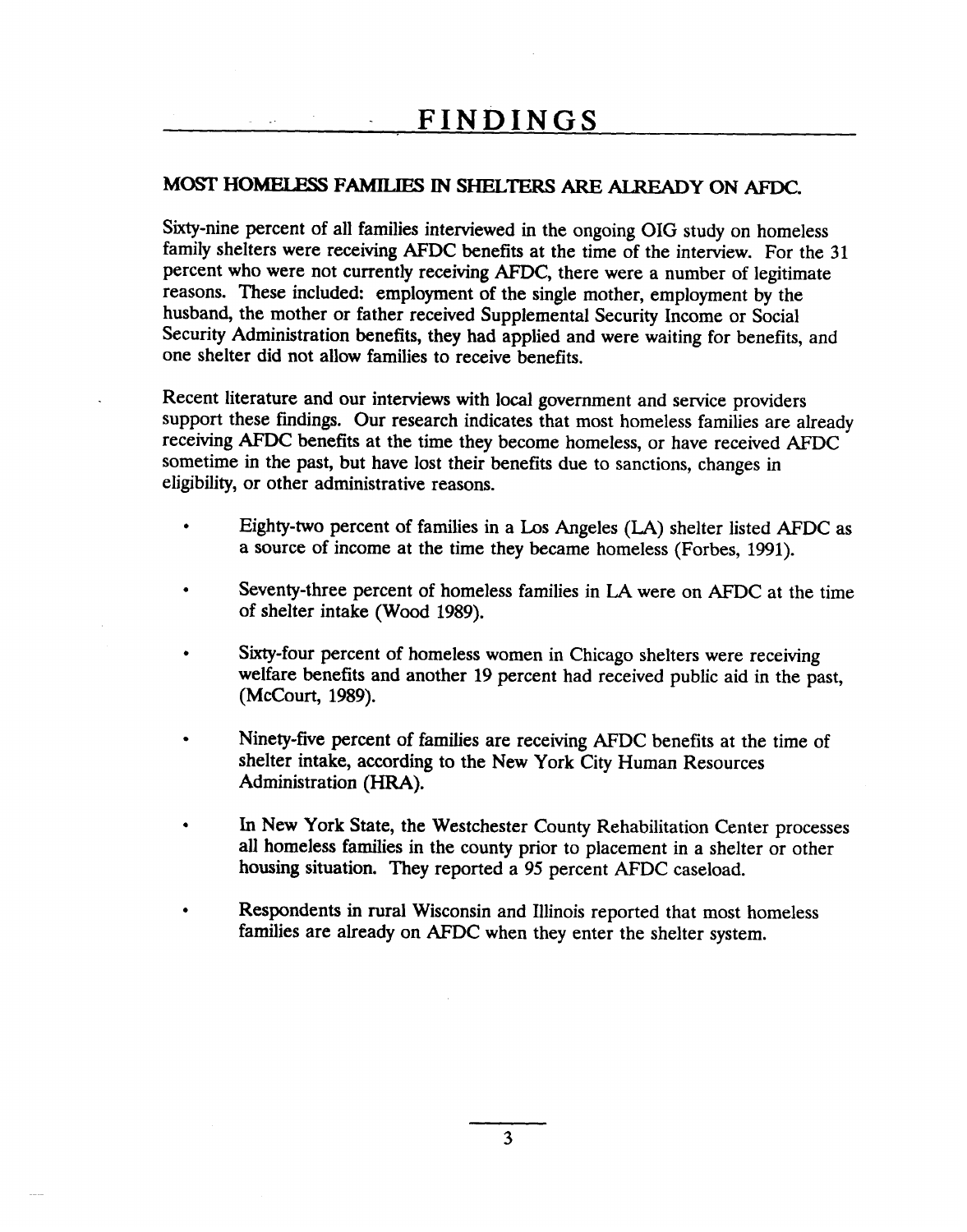# FINDINGS

## MOST HOMELESS FAMILIES IN SHELTERS ARE ALREADY ON AFDC.

Sixty-nine percent of all families interviewed in the ongoing OIG study on homeless family shelters were receiving AFDC benefits at the time of the interview. For the 31 percent who were not currently receiving AFDC, there were a number of legitimate reasons. These included: employment of the single mother, employment by the husband, the mother or father received Supplemental Security Income or Social Security Administration benefits, they had applied and were waiting for benefits, and one shelter did not allow families to receive benefits.

Recent literature and our interviews with local government and service providers support these findings. Our research indicates that most homeless families are already receiving AFDC benefits at the time they become homeless, or have received AFDC sometime in the past, but have lost their benefits due to sanctions, changes in eligibility, or other administrative reasons.

- Eighty-two percent of families in a Los Angeles (LA) shelter listed AFDC as a source of income at the time they became homeless (Forbes, 1991).
- Seventy-three percent of homeless families in LA were on AFDC at the time of shelter intake (Wood 1989).
- Sixty-four percent of homeless women in Chicago shelters were receiving welfare benefits and another 19 percent had received public aid in the past, (McCourt, 1989).
- Ninety-five percent of families are receiving AFDC benefits at the time of shelter intake, according to the New York City Human Resources Administration (HRA).
- In New York State, the Westchester County Rehabilitation Center processes all homeless families in the county prior to placement in a shelter or other housing situation. They reported a 95 percent AFDC caseload.
- Respondents in rural Wisconsin and Illinois reported that most homeless families are already on AFDC when they enter the shelter system.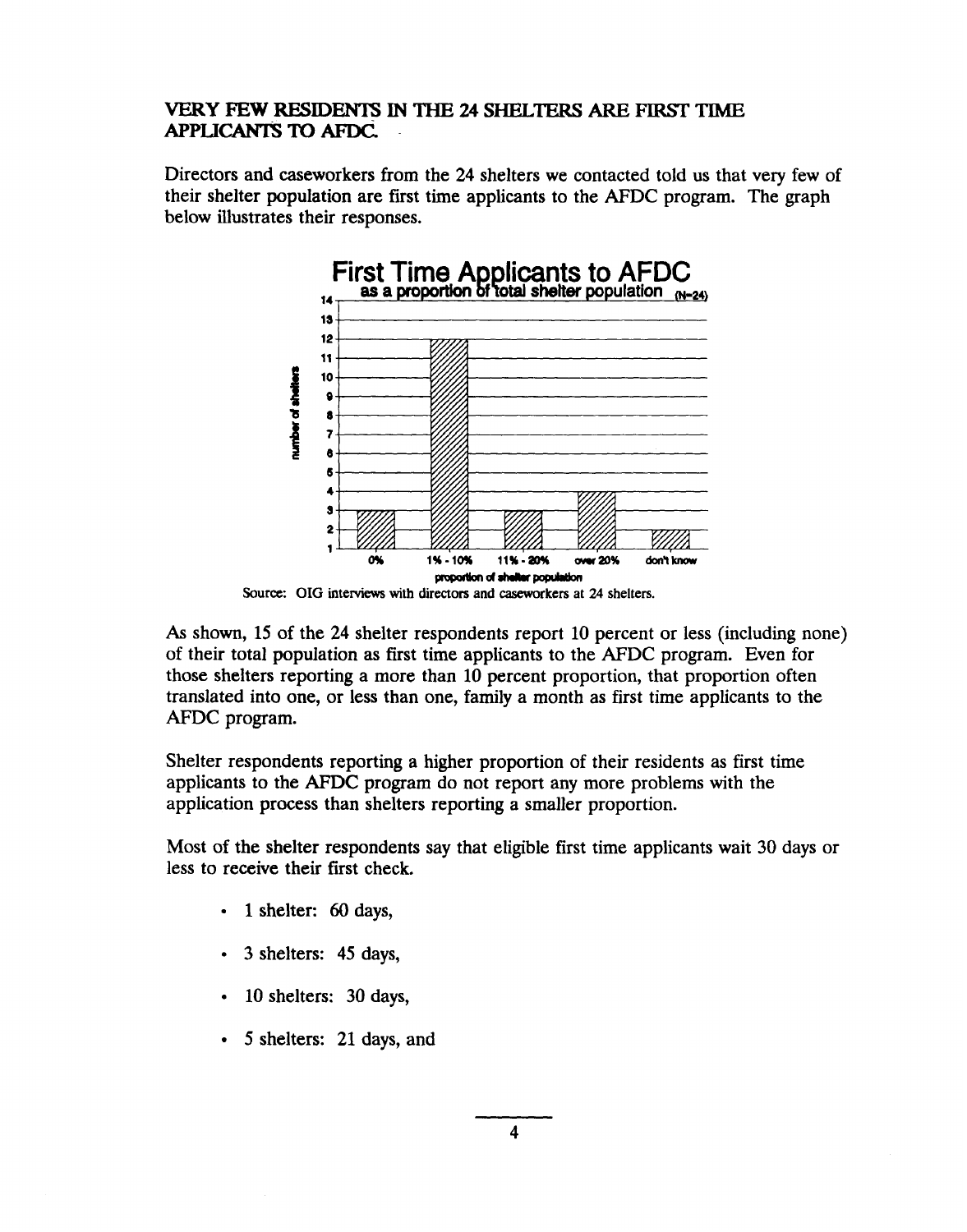## VERY FEW RESIDENTS IN THE 24 SHELTERS ARE FIRST TIME APPLICANTS TO AFDC.

Directors and caseworkers from the 24 shelters we contacted told us that very few of their shelter population are first time applicants to the AFDC program. The graph below illustrates their responses.

**First Time Applicants to AFDC**
**as a proportion of total shelter population (N=24)**

| proportion of shelter population | number of shelters |
|---|---|
| 0% | 3 |
| 1% - 10% | 12 |
| 11% - 20% | 3 |
| over 20% | 4 |
| don't know | 2 |

Source: OIG interviews with directors and caseworkers at 24 shelters.

As shown, 15 of the 24 shelter respondents report 10 percent or less (including none) of their total population as first time applicants to the AFDC program. Even for those shelters reporting a more than 10 percent proportion, that proportion often translated into one, or less than one, family a month as first time applicants to the AFDC program.

Shelter respondents reporting a higher proportion of their residents as first time applicants to the AFDC program do not report any more problems with the application process than shelters reporting a smaller proportion.

Most of the shelter respondents say that eligible first time applicants wait 30 days or less to receive their first check.

- 1 shelter: 60 days,
- 3 shelters: 45 days,
- 10 shelters: 30 days,
- 5 shelters: 21 days, and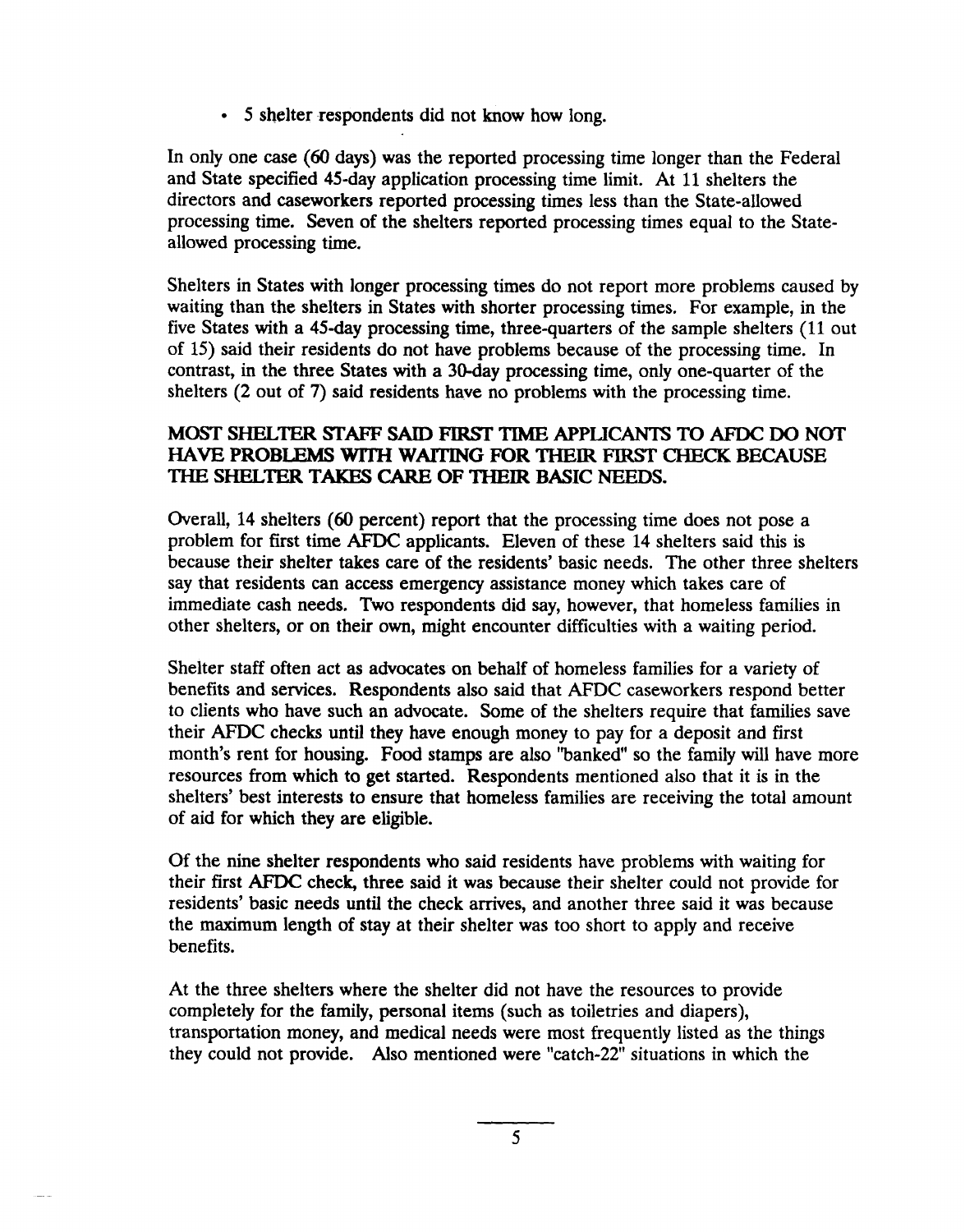- 5 shelter respondents did not know how long.

In only one case (60 days) was the reported processing time longer than the Federal and State specified 45-day application processing time limit. At 11 shelters the directors and caseworkers reported processing times less than the State-allowed processing time. Seven of the shelters reported processing times equal to the State-allowed processing time.

Shelters in States with longer processing times do not report more problems caused by waiting than the shelters in States with shorter processing times. For example, in the five States with a 45-day processing time, three-quarters of the sample shelters (11 out of 15) said their residents do not have problems because of the processing time. In contrast, in the three States with a 30-day processing time, only one-quarter of the shelters (2 out of 7) said residents have no problems with the processing time.

**MOST SHELTER STAFF SAID FIRST TIME APPLICANTS TO AFDC DO NOT HAVE PROBLEMS WITH WAITING FOR THEIR FIRST CHECK BECAUSE THE SHELTER TAKES CARE OF THEIR BASIC NEEDS.**

Overall, 14 shelters (60 percent) report that the processing time does not pose a problem for first time AFDC applicants. Eleven of these 14 shelters said this is because their shelter takes care of the residents' basic needs. The other three shelters say that residents can access emergency assistance money which takes care of immediate cash needs. Two respondents did say, however, that homeless families in other shelters, or on their own, might encounter difficulties with a waiting period.

Shelter staff often act as advocates on behalf of homeless families for a variety of benefits and services. Respondents also said that AFDC caseworkers respond better to clients who have such an advocate. Some of the shelters require that families save their AFDC checks until they have enough money to pay for a deposit and first month's rent for housing. Food stamps are also "banked" so the family will have more resources from which to get started. Respondents mentioned also that it is in the shelters' best interests to ensure that homeless families are receiving the total amount of aid for which they are eligible.

Of the nine shelter respondents who said residents have problems with waiting for their first AFDC check, three said it was because their shelter could not provide for residents' basic needs until the check arrives, and another three said it was because the maximum length of stay at their shelter was too short to apply and receive benefits.

At the three shelters where the shelter did not have the resources to provide completely for the family, personal items (such as toiletries and diapers), transportation money, and medical needs were most frequently listed as the things they could not provide. Also mentioned were "catch-22" situations in which the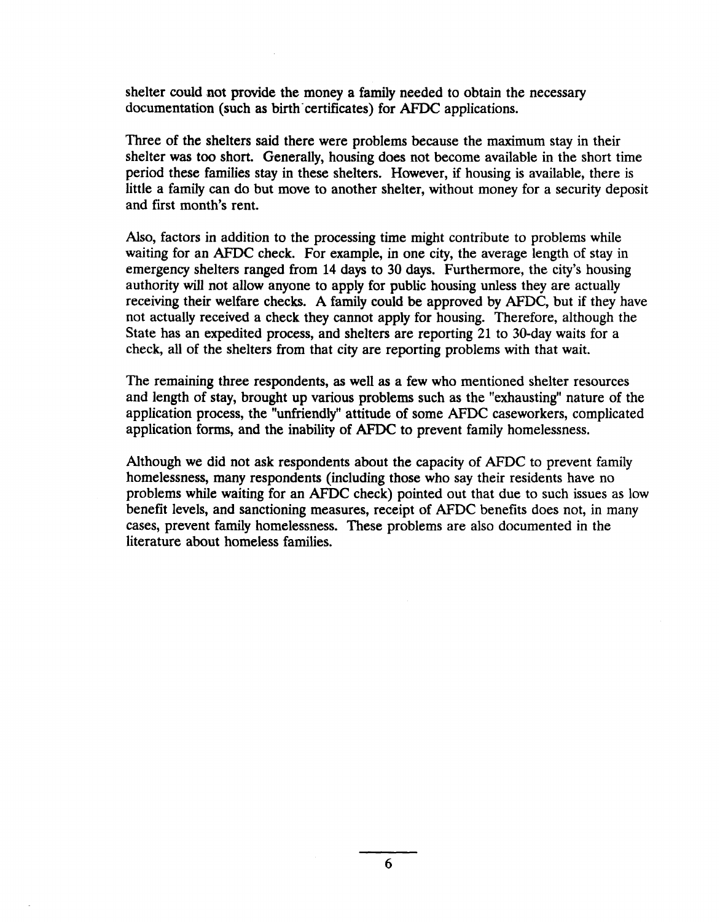shelter could not provide the money a family needed to obtain the necessary documentation (such as birth certificates) for AFDC applications.

Three of the shelters said there were problems because the maximum stay in their shelter was too short. Generally, housing does not become available in the short time period these families stay in these shelters. However, if housing is available, there is little a family can do but move to another shelter, without money for a security deposit and first month's rent.

Also, factors in addition to the processing time might contribute to problems while waiting for an AFDC check. For example, in one city, the average length of stay in emergency shelters ranged from 14 days to 30 days. Furthermore, the city's housing authority will not allow anyone to apply for public housing unless they are actually receiving their welfare checks. A family could be approved by AFDC, but if they have not actually received a check they cannot apply for housing. Therefore, although the State has an expedited process, and shelters are reporting 21 to 30-day waits for a check, all of the shelters from that city are reporting problems with that wait.

The remaining three respondents, as well as a few who mentioned shelter resources and length of stay, brought up various problems such as the "exhausting" nature of the application process, the "unfriendly" attitude of some AFDC caseworkers, complicated application forms, and the inability of AFDC to prevent family homelessness.

Although we did not ask respondents about the capacity of AFDC to prevent family homelessness, many respondents (including those who say their residents have no problems while waiting for an AFDC check) pointed out that due to such issues as low benefit levels, and sanctioning measures, receipt of AFDC benefits does not, in many cases, prevent family homelessness. These problems are also documented in the literature about homeless families.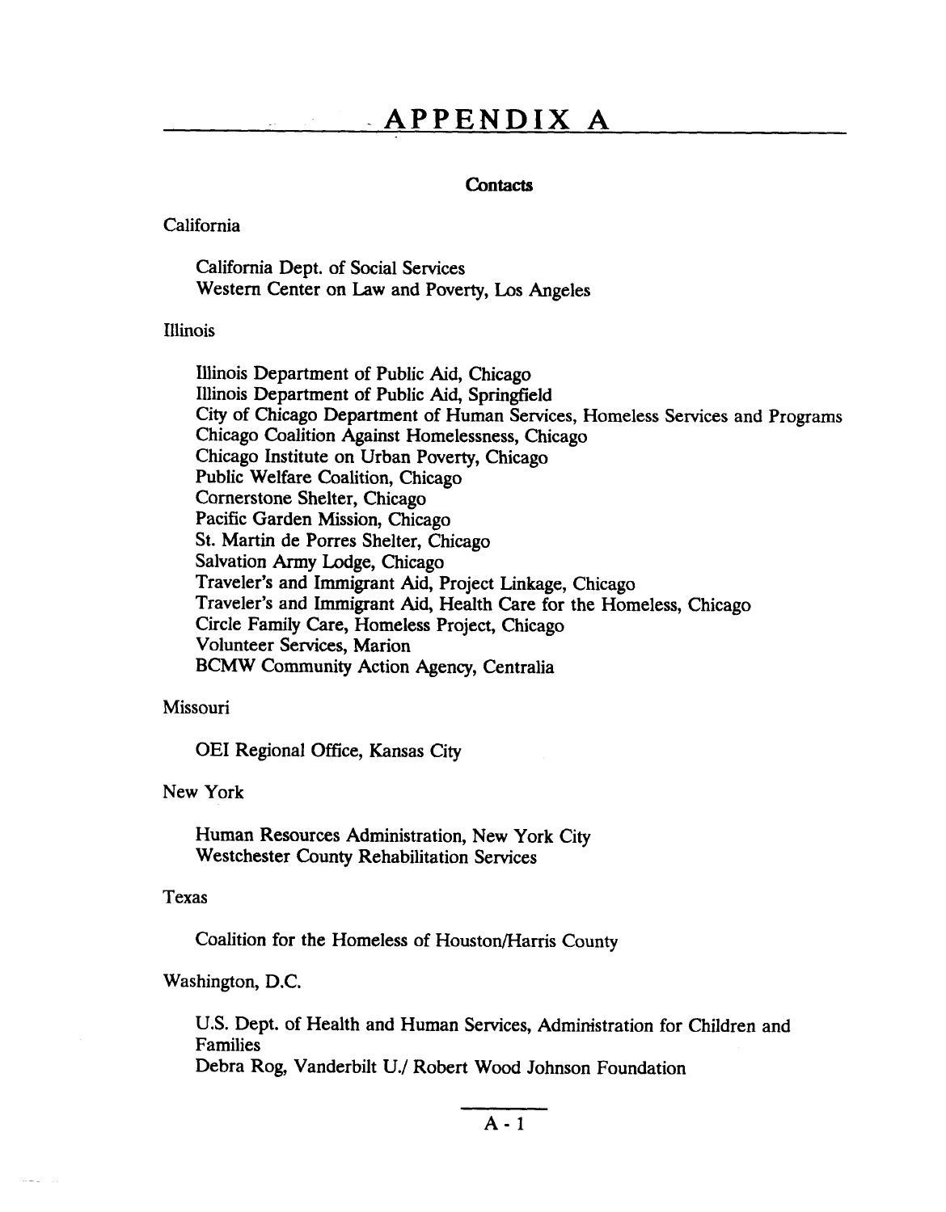# APPENDIX A

**Contacts**

California

California Dept. of Social Services
Western Center on Law and Poverty, Los Angeles

Illinois

Illinois Department of Public Aid, Chicago
Illinois Department of Public Aid, Springfield
City of Chicago Department of Human Services, Homeless Services and Programs
Chicago Coalition Against Homelessness, Chicago
Chicago Institute on Urban Poverty, Chicago
Public Welfare Coalition, Chicago
Cornerstone Shelter, Chicago
Pacific Garden Mission, Chicago
St. Martin de Porres Shelter, Chicago
Salvation Army Lodge, Chicago
Traveler's and Immigrant Aid, Project Linkage, Chicago
Traveler's and Immigrant Aid, Health Care for the Homeless, Chicago
Circle Family Care, Homeless Project, Chicago
Volunteer Services, Marion
BCMW Community Action Agency, Centralia

Missouri

OEI Regional Office, Kansas City

New York

Human Resources Administration, New York City
Westchester County Rehabilitation Services

Texas

Coalition for the Homeless of Houston/Harris County

Washington, D.C.

U.S. Dept. of Health and Human Services, Administration for Children and Families
Debra Rog, Vanderbilt U./ Robert Wood Johnson Foundation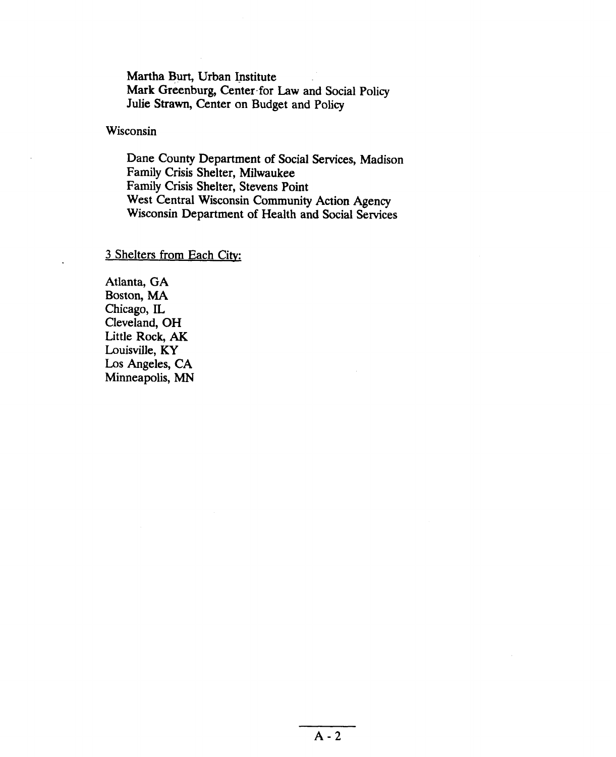Martha Burt, Urban Institute
Mark Greenburg, Center for Law and Social Policy
Julie Strawn, Center on Budget and Policy

Wisconsin

Dane County Department of Social Services, Madison
Family Crisis Shelter, Milwaukee
Family Crisis Shelter, Stevens Point
West Central Wisconsin Community Action Agency
Wisconsin Department of Health and Social Services

3 Shelters from Each City:

Atlanta, GA
Boston, MA
Chicago, IL
Cleveland, OH
Little Rock, AK
Louisville, KY
Los Angeles, CA
Minneapolis, MN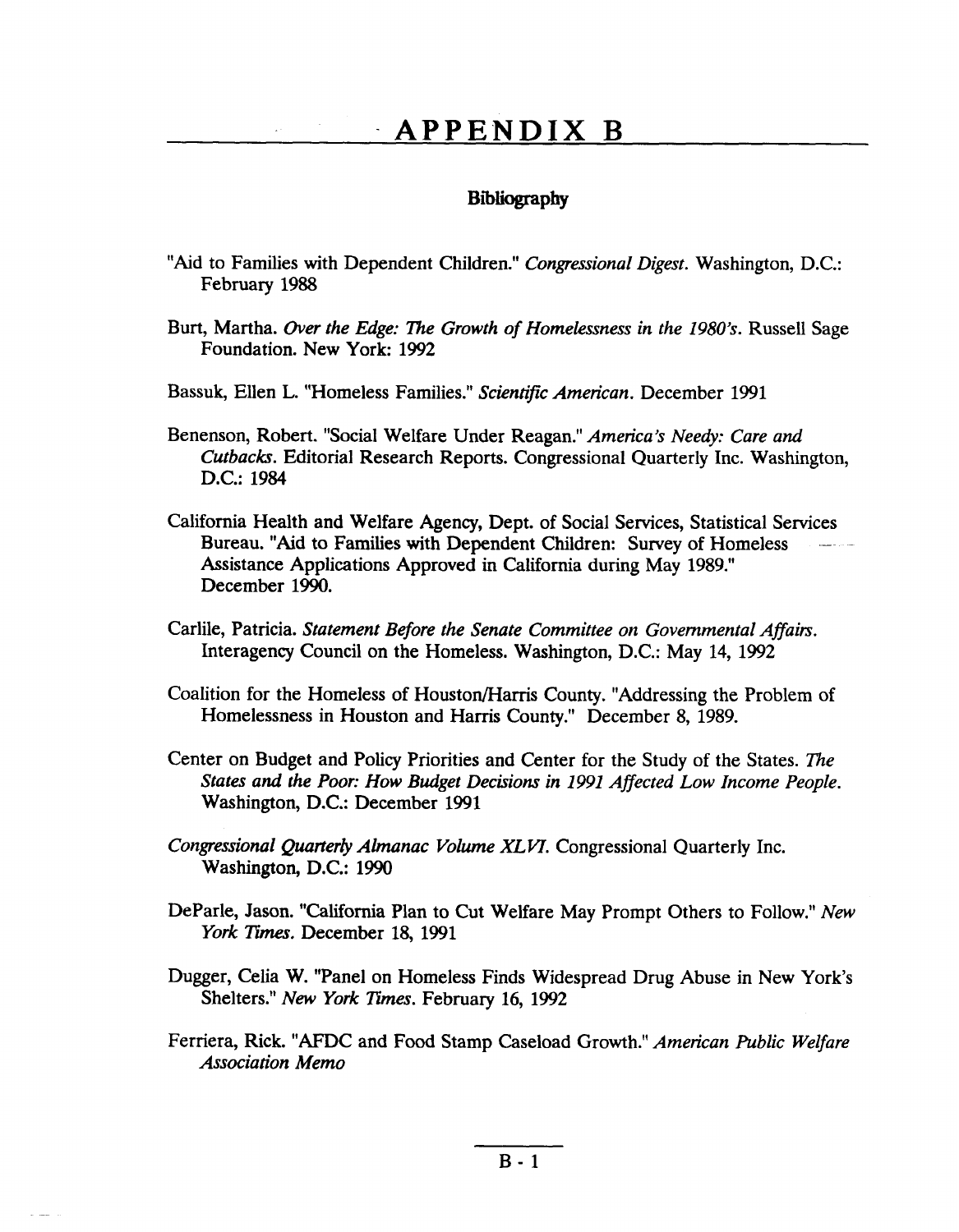# APPENDIX B

## Bibliography

"Aid to Families with Dependent Children." *Congressional Digest*. Washington, D.C.: February 1988

Burt, Martha. *Over the Edge: The Growth of Homelessness in the 1980's*. Russell Sage Foundation. New York: 1992

Bassuk, Ellen L. "Homeless Families." *Scientific American*. December 1991

Benenson, Robert. "Social Welfare Under Reagan." *America's Needy: Care and Cutbacks*. Editorial Research Reports. Congressional Quarterly Inc. Washington, D.C.: 1984

California Health and Welfare Agency, Dept. of Social Services, Statistical Services Bureau. "Aid to Families with Dependent Children: Survey of Homeless Assistance Applications Approved in California during May 1989." December 1990.

Carlile, Patricia. *Statement Before the Senate Committee on Governmental Affairs*. Interagency Council on the Homeless. Washington, D.C.: May 14, 1992

Coalition for the Homeless of Houston/Harris County. "Addressing the Problem of Homelessness in Houston and Harris County." December 8, 1989.

Center on Budget and Policy Priorities and Center for the Study of the States. *The States and the Poor: How Budget Decisions in 1991 Affected Low Income People*. Washington, D.C.: December 1991

*Congressional Quarterly Almanac Volume XLVI*. Congressional Quarterly Inc. Washington, D.C.: 1990

DeParle, Jason. "California Plan to Cut Welfare May Prompt Others to Follow." *New York Times*. December 18, 1991

Dugger, Celia W. "Panel on Homeless Finds Widespread Drug Abuse in New York's Shelters." *New York Times*. February 16, 1992

Ferriera, Rick. "AFDC and Food Stamp Caseload Growth." *American Public Welfare Association Memo*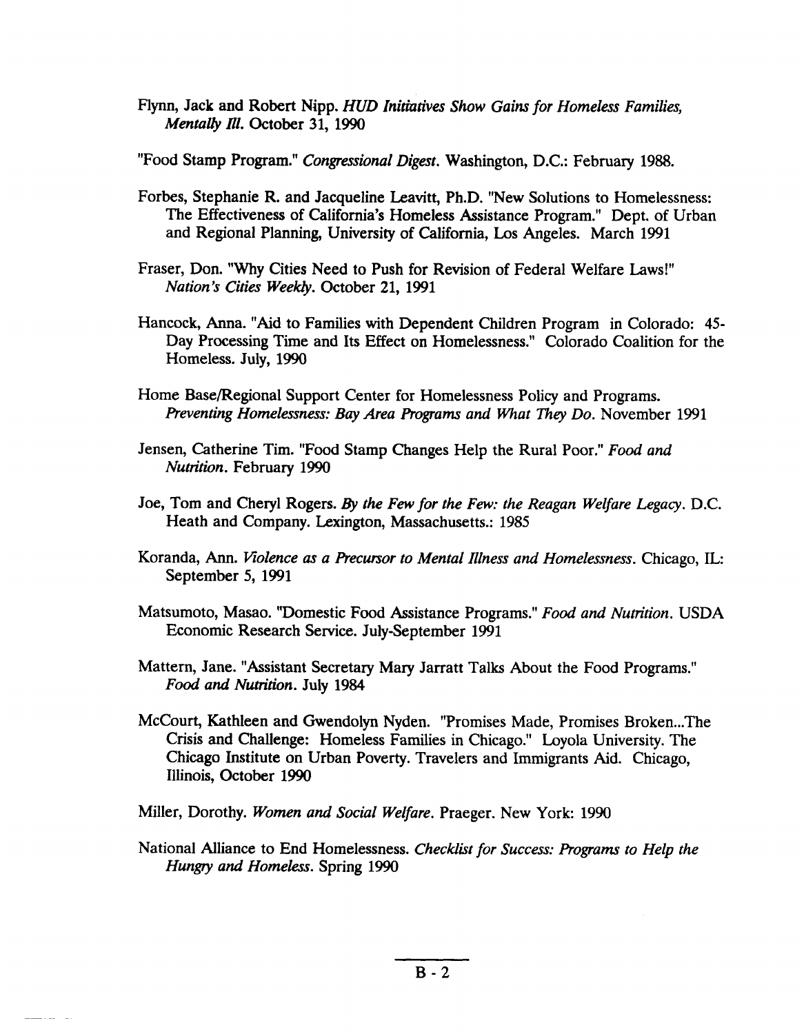Flynn, Jack and Robert Nipp. *HUD Initiatives Show Gains for Homeless Families, Mentally Ill.* October 31, 1990

"Food Stamp Program." *Congressional Digest*. Washington, D.C.: February 1988.

Forbes, Stephanie R. and Jacqueline Leavitt, Ph.D. "New Solutions to Homelessness: The Effectiveness of California's Homeless Assistance Program." Dept. of Urban and Regional Planning, University of California, Los Angeles. March 1991

Fraser, Don. "Why Cities Need to Push for Revision of Federal Welfare Laws!" *Nation's Cities Weekly*. October 21, 1991

Hancock, Anna. "Aid to Families with Dependent Children Program in Colorado: 45-Day Processing Time and Its Effect on Homelessness." Colorado Coalition for the Homeless. July, 1990

Home Base/Regional Support Center for Homelessness Policy and Programs. *Preventing Homelessness: Bay Area Programs and What They Do*. November 1991

Jensen, Catherine Tim. "Food Stamp Changes Help the Rural Poor." *Food and Nutrition*. February 1990

Joe, Tom and Cheryl Rogers. *By the Few for the Few: the Reagan Welfare Legacy*. D.C. Heath and Company. Lexington, Massachusetts.: 1985

Koranda, Ann. *Violence as a Precursor to Mental Illness and Homelessness*. Chicago, IL: September 5, 1991

Matsumoto, Masao. "Domestic Food Assistance Programs." *Food and Nutrition*. USDA Economic Research Service. July-September 1991

Mattern, Jane. "Assistant Secretary Mary Jarratt Talks About the Food Programs." *Food and Nutrition*. July 1984

McCourt, Kathleen and Gwendolyn Nyden. "Promises Made, Promises Broken...The Crisis and Challenge: Homeless Families in Chicago." Loyola University. The Chicago Institute on Urban Poverty. Travelers and Immigrants Aid. Chicago, Illinois, October 1990

Miller, Dorothy. *Women and Social Welfare*. Praeger. New York: 1990

National Alliance to End Homelessness. *Checklist for Success: Programs to Help the Hungry and Homeless*. Spring 1990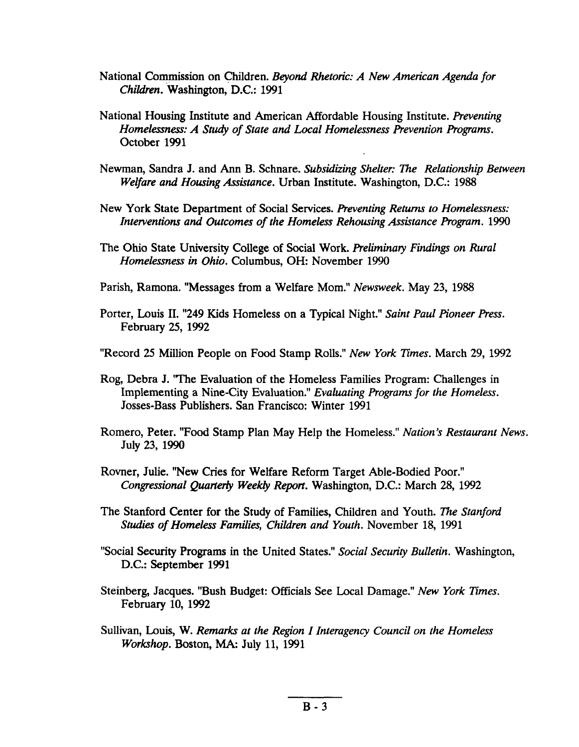National Commission on Children. *Beyond Rhetoric: A New American Agenda for Children*. Washington, D.C.: 1991

National Housing Institute and American Affordable Housing Institute. *Preventing Homelessness: A Study of State and Local Homelessness Prevention Programs*. October 1991

Newman, Sandra J. and Ann B. Schnare. *Subsidizing Shelter: The Relationship Between Welfare and Housing Assistance*. Urban Institute. Washington, D.C.: 1988

New York State Department of Social Services. *Preventing Returns to Homelessness: Interventions and Outcomes of the Homeless Rehousing Assistance Program*. 1990

The Ohio State University College of Social Work. *Preliminary Findings on Rural Homelessness in Ohio*. Columbus, OH: November 1990

Parish, Ramona. "Messages from a Welfare Mom." *Newsweek*. May 23, 1988

Porter, Louis II. "249 Kids Homeless on a Typical Night." *Saint Paul Pioneer Press*. February 25, 1992

"Record 25 Million People on Food Stamp Rolls." *New York Times*. March 29, 1992

Rog, Debra J. "The Evaluation of the Homeless Families Program: Challenges in Implementing a Nine-City Evaluation." *Evaluating Programs for the Homeless*. Josses-Bass Publishers. San Francisco: Winter 1991

Romero, Peter. "Food Stamp Plan May Help the Homeless." *Nation's Restaurant News*. July 23, 1990

Rovner, Julie. "New Cries for Welfare Reform Target Able-Bodied Poor." *Congressional Quarterly Weekly Report*. Washington, D.C.: March 28, 1992

The Stanford Center for the Study of Families, Children and Youth. *The Stanford Studies of Homeless Families, Children and Youth*. November 18, 1991

"Social Security Programs in the United States." *Social Security Bulletin*. Washington, D.C.: September 1991

Steinberg, Jacques. "Bush Budget: Officials See Local Damage." *New York Times*. February 10, 1992

Sullivan, Louis, W. *Remarks at the Region I Interagency Council on the Homeless Workshop*. Boston, MA: July 11, 1991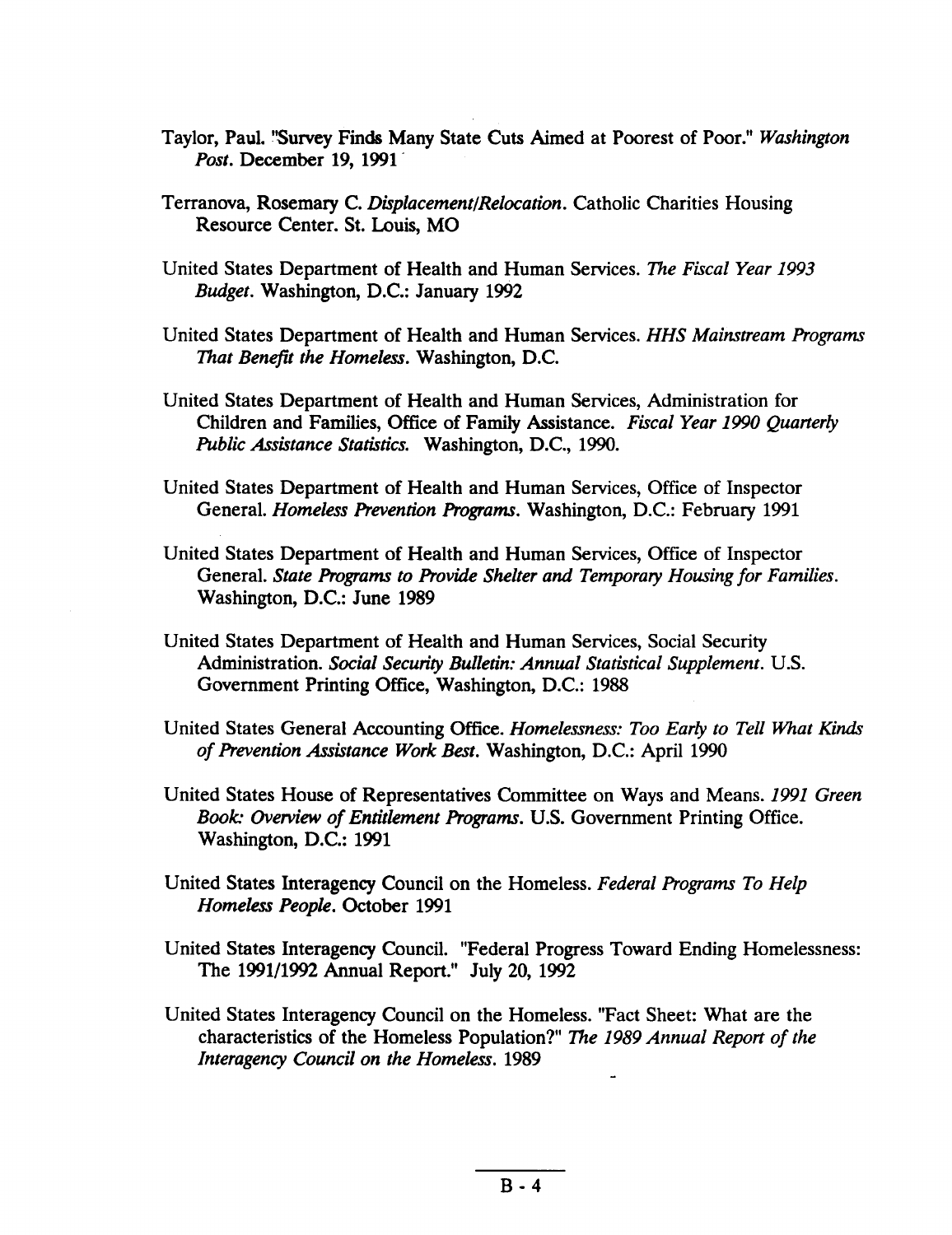Taylor, Paul. "Survey Finds Many State Cuts Aimed at Poorest of Poor." *Washington Post*. December 19, 1991

Terranova, Rosemary C. *Displacement/Relocation*. Catholic Charities Housing Resource Center. St. Louis, MO

United States Department of Health and Human Services. *The Fiscal Year 1993 Budget*. Washington, D.C.: January 1992

United States Department of Health and Human Services. *HHS Mainstream Programs That Benefit the Homeless*. Washington, D.C.

United States Department of Health and Human Services, Administration for Children and Families, Office of Family Assistance. *Fiscal Year 1990 Quarterly Public Assistance Statistics.* Washington, D.C., 1990.

United States Department of Health and Human Services, Office of Inspector General. *Homeless Prevention Programs*. Washington, D.C.: February 1991

United States Department of Health and Human Services, Office of Inspector General. *State Programs to Provide Shelter and Temporary Housing for Families*. Washington, D.C.: June 1989

United States Department of Health and Human Services, Social Security Administration. *Social Security Bulletin: Annual Statistical Supplement*. U.S. Government Printing Office, Washington, D.C.: 1988

United States General Accounting Office. *Homelessness: Too Early to Tell What Kinds of Prevention Assistance Work Best*. Washington, D.C.: April 1990

United States House of Representatives Committee on Ways and Means. *1991 Green Book: Overview of Entitlement Programs*. U.S. Government Printing Office. Washington, D.C.: 1991

United States Interagency Council on the Homeless. *Federal Programs To Help Homeless People*. October 1991

United States Interagency Council. "Federal Progress Toward Ending Homelessness: The 1991/1992 Annual Report." July 20, 1992

United States Interagency Council on the Homeless. "Fact Sheet: What are the characteristics of the Homeless Population?" *The 1989 Annual Report of the Interagency Council on the Homeless*. 1989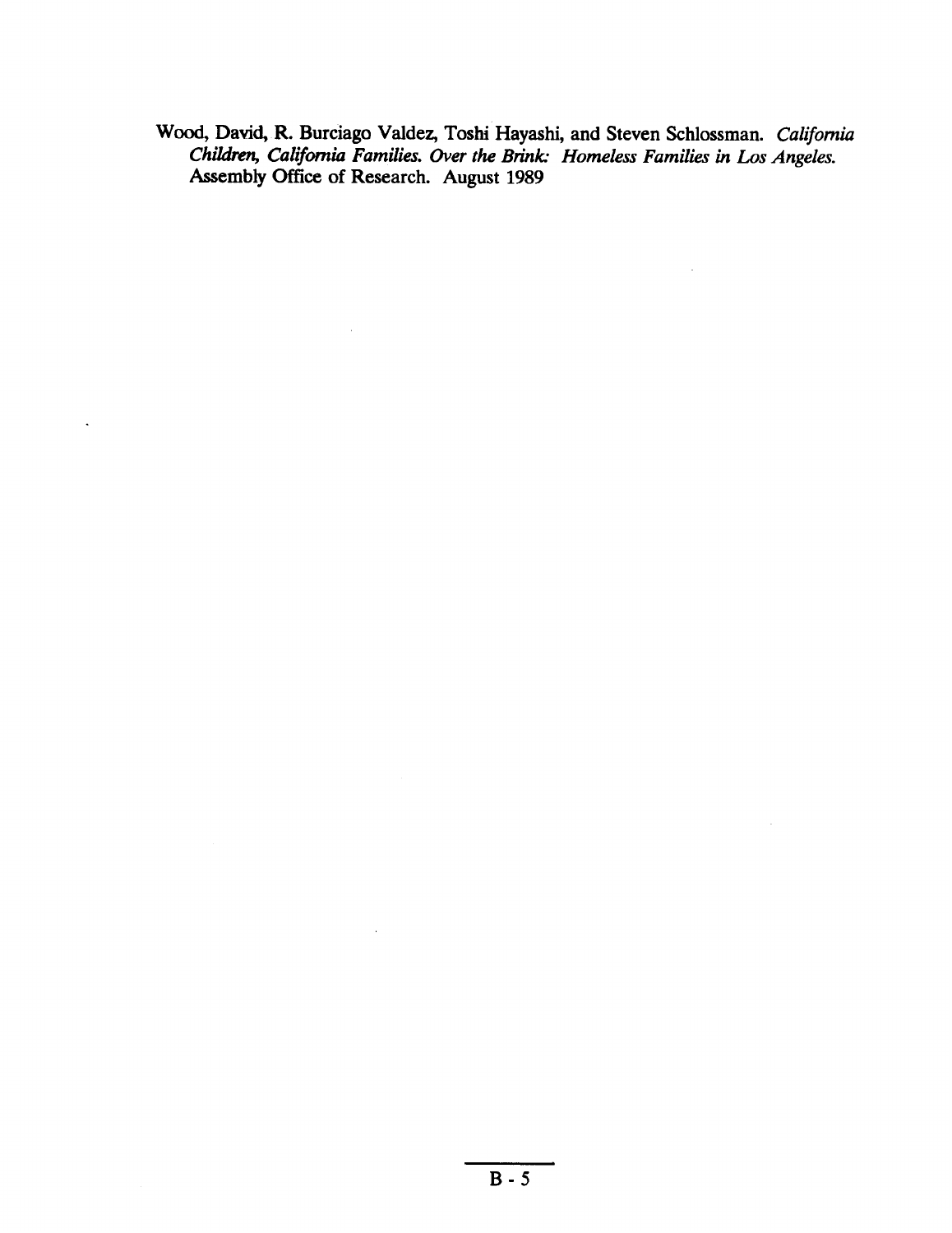Wood, David, R. Burciago Valdez, Toshi Hayashi, and Steven Schlossman. *California Children, California Families. Over the Brink: Homeless Families in Los Angeles.* Assembly Office of Research. August 1989